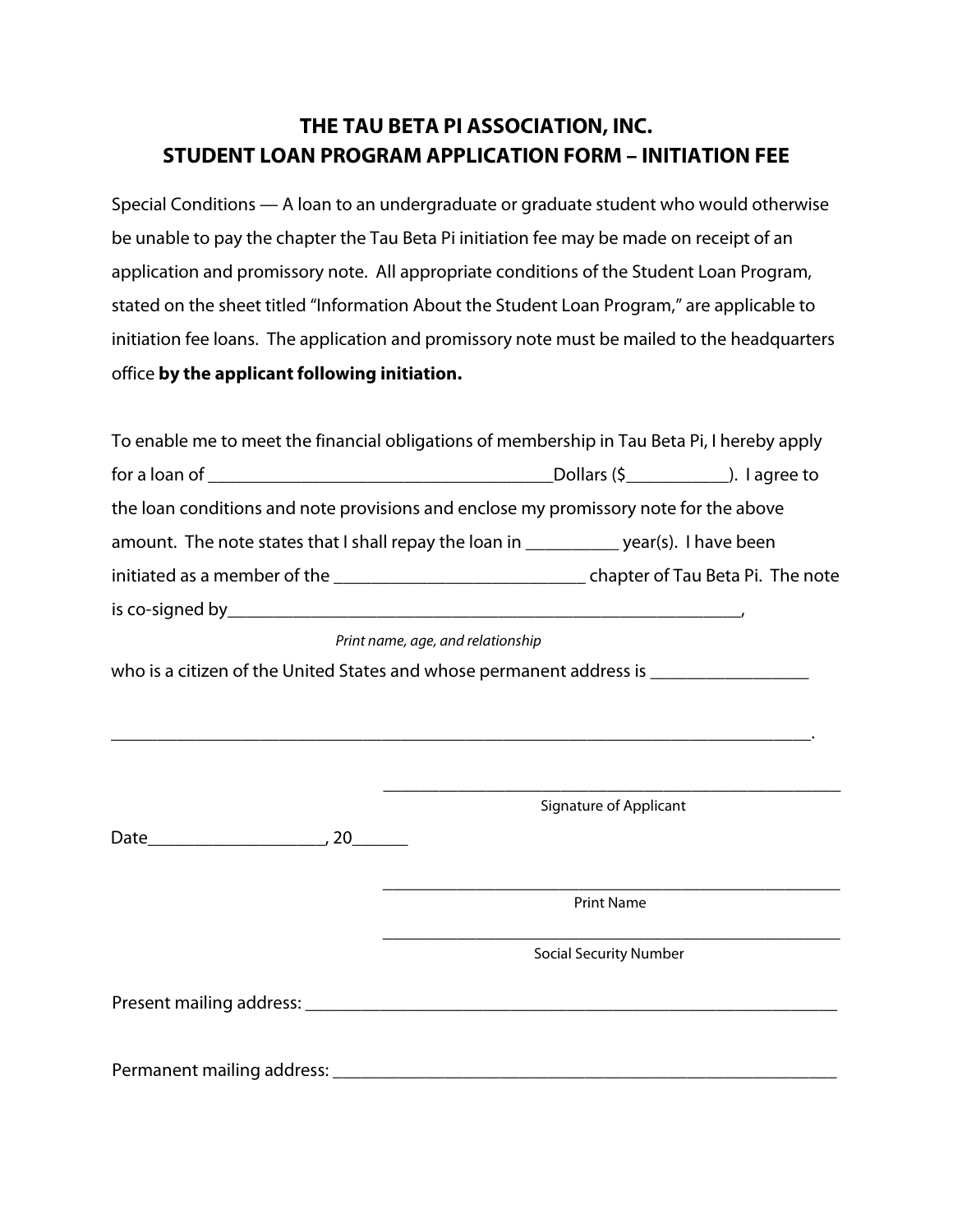# THE TAU BETA PI ASSOCIATION, INC.
## STUDENT LOAN PROGRAM APPLICATION FORM – INITIATION FEE

Special Conditions — A loan to an undergraduate or graduate student who would otherwise be unable to pay the chapter the Tau Beta Pi initiation fee may be made on receipt of an application and promissory note. All appropriate conditions of the Student Loan Program, stated on the sheet titled "Information About the Student Loan Program," are applicable to initiation fee loans. The application and promissory note must be mailed to the headquarters office **by the applicant following initiation.**

To enable me to meet the financial obligations of membership in Tau Beta Pi, I hereby apply for a loan of ______________________________________Dollars ($___________). I agree to the loan conditions and note provisions and enclose my promissory note for the above amount. The note states that I shall repay the loan in __________ year(s). I have been initiated as a member of the ___________________________ chapter of Tau Beta Pi. The note is co-signed by_________________________________________________________,

*Print name, age, and relationship*

who is a citizen of the United States and whose permanent address is _________________

___________________________________________________________________________.

_____________________________________________________
Signature of Applicant

Date___________________, 20______

_____________________________________________________
Print Name

_____________________________________________________
Social Security Number

Present mailing address: ___________________________________________________________

Permanent mailing address: ________________________________________________________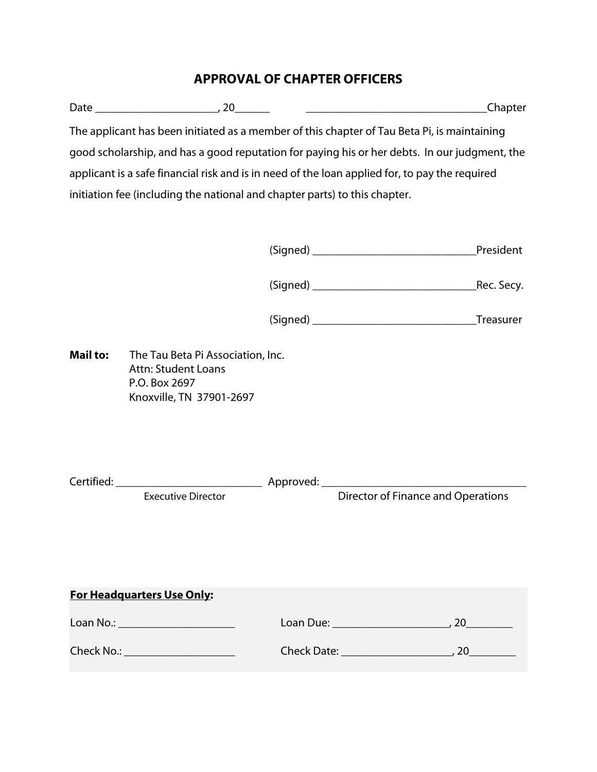# APPROVAL OF CHAPTER OFFICERS

Date ____________________, 20______          ______________________________Chapter

The applicant has been initiated as a member of this chapter of Tau Beta Pi, is maintaining good scholarship, and has a good reputation for paying his or her debts. In our judgment, the applicant is a safe financial risk and is in need of the loan applied for, to pay the required initiation fee (including the national and chapter parts) to this chapter.

(Signed) ___________________________President

(Signed) ___________________________Rec. Secy.

(Signed) ___________________________Treasurer

**Mail to:** The Tau Beta Pi Association, Inc.
Attn: Student Loans
P.O. Box 2697
Knoxville, TN 37901-2697

Certified: ________________________ Approved: __________________________________
Executive Director                                   Director of Finance and Operations

**<u>For Headquarters Use Only</u>:**

Loan No.: ____________________          Loan Due: ____________________, 20________

Check No.: ___________________          Check Date: ___________________, 20________